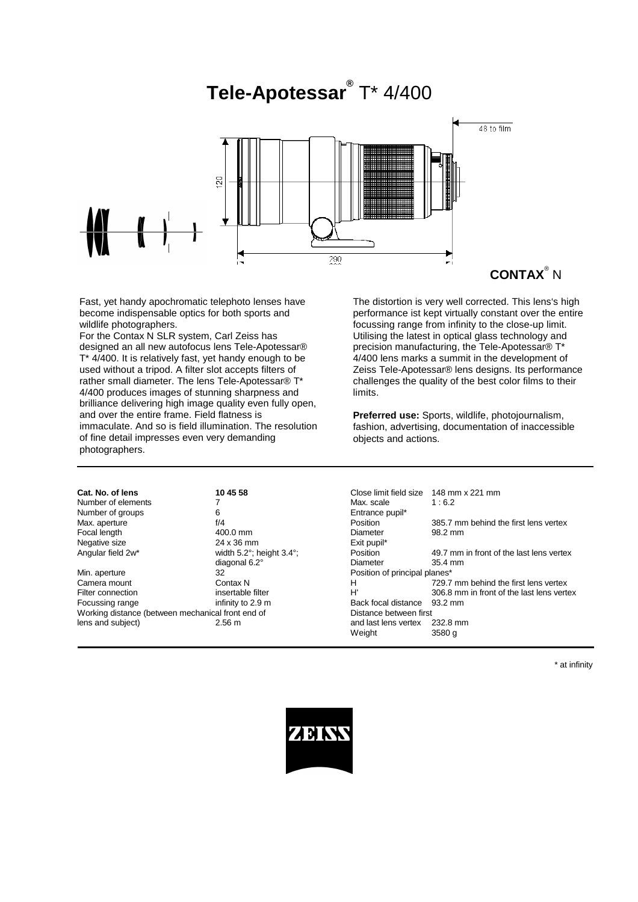# **Tele-Apotessar**® T* 4/400

48 to film

120

290

**CONTAX**® N

Fast, yet handy apochromatic telephoto lenses have become indispensable optics for both sports and wildlife photographers.
For the Contax N SLR system, Carl Zeiss has designed an all new autofocus lens Tele-Apotessar® T* 4/400. It is relatively fast, yet handy enough to be used without a tripod. A filter slot accepts filters of rather small diameter. The lens Tele-Apotessar® T* 4/400 produces images of stunning sharpness and brilliance delivering high image quality even fully open, and over the entire frame. Field flatness is immaculate. And so is field illumination. The resolution of fine detail impresses even very demanding photographers.

The distortion is very well corrected. This lens's high performance ist kept virtually constant over the entire focussing range from infinity to the close-up limit. Utilising the latest in optical glass technology and precision manufacturing, the Tele-Apotessar® T* 4/400 lens marks a summit in the development of Zeiss Tele-Apotessar® lens designs. Its performance challenges the quality of the best color films to their limits.

**Preferred use:** Sports, wildlife, photojournalism, fashion, advertising, documentation of inaccessible objects and actions.

| | |
|---|---|
| **Cat. No. of lens** | **10 45 58** |
| Number of elements | 7 |
| Number of groups | 6 |
| Max. aperture | f/4 |
| Focal length | 400.0 mm |
| Negative size | 24 x 36 mm |
| Angular field 2w* | width 5.2°; height 3.4°; diagonal 6.2° |
| Min. aperture | 32 |
| Camera mount | Contax N |
| Filter connection | insertable filter |
| Focussing range | infinity to 2.9 m |
| Working distance (between mechanical front end of lens and subject) | 2.56 m |

| | |
|---|---|
| Close limit field size | 148 mm x 221 mm |
| Max. scale | 1 : 6.2 |
| Entrance pupil* | |
| Position | 385.7 mm behind the first lens vertex |
| Diameter | 98.2 mm |
| Exit pupil* | |
| Position | 49.7 mm in front of the last lens vertex |
| Diameter | 35.4 mm |
| Position of principal planes* | |
| H | 729.7 mm behind the first lens vertex |
| H' | 306.8 mm in front of the last lens vertex |
| Back focal distance | 93.2 mm |
| Distance between first and last lens vertex | 232.8 mm |
| Weight | 3580 g |

\* at infinity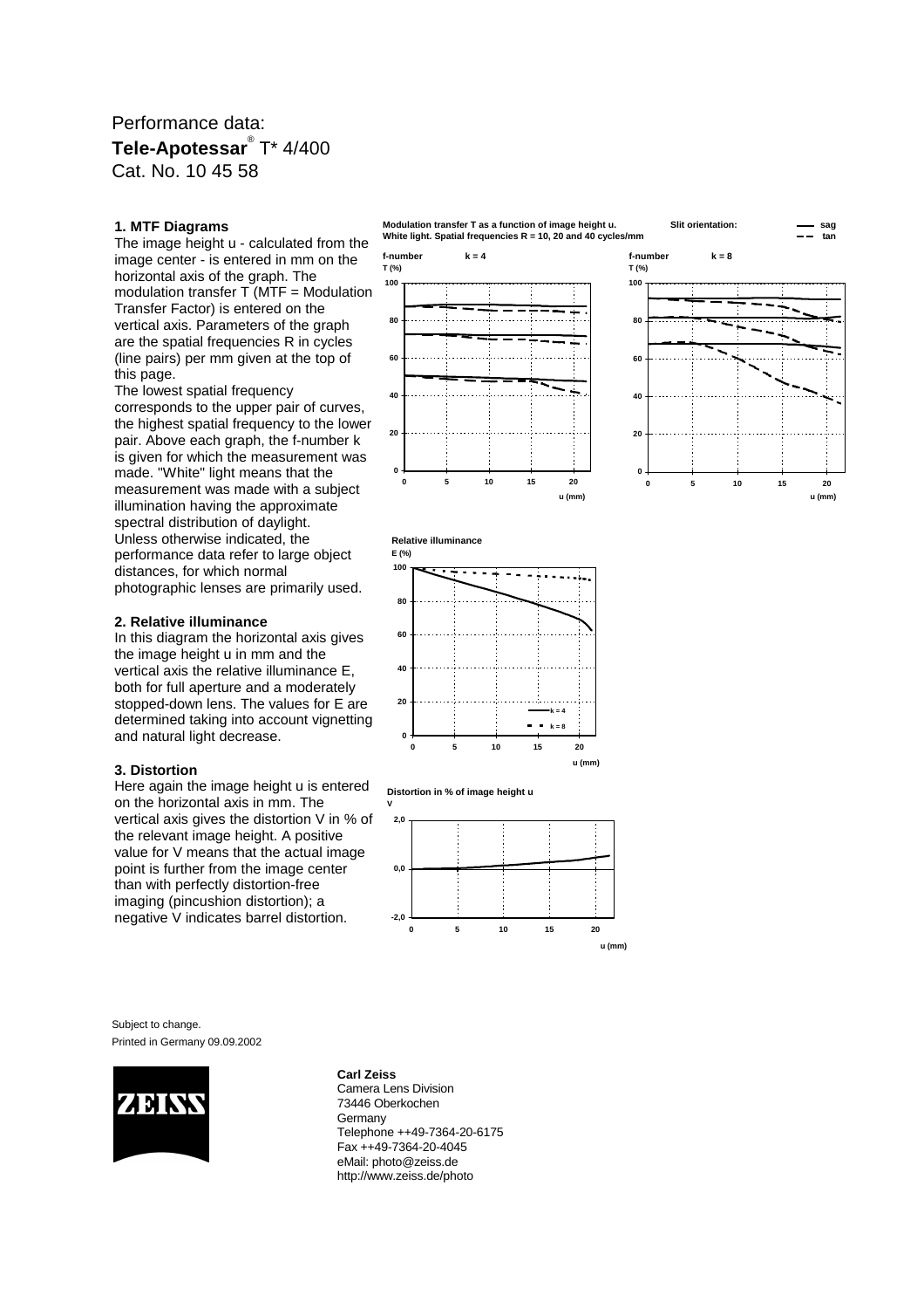Performance data:

**Tele-Apotessar**® T* 4/400

Cat. No. 10 45 58

### 1. MTF Diagrams

The image height u - calculated from the image center - is entered in mm on the horizontal axis of the graph. The modulation transfer T (MTF = Modulation Transfer Factor) is entered on the vertical axis. Parameters of the graph are the spatial frequencies R in cycles (line pairs) per mm given at the top of this page.

The lowest spatial frequency corresponds to the upper pair of curves, the highest spatial frequency to the lower pair. Above each graph, the f-number k is given for which the measurement was made. "White" light means that the measurement was made with a subject illumination having the approximate spectral distribution of daylight.

Unless otherwise indicated, the performance data refer to large object distances, for which normal photographic lenses are primarily used.

### 2. Relative illuminance

In this diagram the horizontal axis gives the image height u in mm and the vertical axis the relative illuminance E, both for full aperture and a moderately stopped-down lens. The values for E are determined taking into account vignetting and natural light decrease.

### 3. Distortion

Here again the image height u is entered on the horizontal axis in mm. The vertical axis gives the distortion V in % of the relevant image height. A positive value for V means that the actual image point is further from the image center than with perfectly distortion-free imaging (pincushion distortion); a negative V indicates barrel distortion.

**Modulation transfer T as a function of image height u.**
**White light. Spatial frequencies R = 10, 20 and 40 cycles/mm**

**Slit orientation:** — sag, - - tan

f-number k = 4
T (%)
100, 80, 60, 40, 20, 0
0, 5, 10, 15, 20
u (mm)

f-number k = 8
T (%)
100, 80, 60, 40, 20, 0
0, 5, 10, 15, 20
u (mm)

**Relative illuminance**
E (%)
100, 80, 60, 40, 20, 0
0, 5, 10, 15, 20
u (mm)
k = 4
k = 8

**Distortion in % of image height u**
V
2,0, 0,0, -2,0
0, 5, 10, 15, 20
u (mm)

Subject to change.
Printed in Germany 09.09.2002

ZEISS

**Carl Zeiss**
Camera Lens Division
73446 Oberkochen
Germany
Telephone ++49-7364-20-6175
Fax ++49-7364-20-4045
eMail: photo@zeiss.de
http://www.zeiss.de/photo